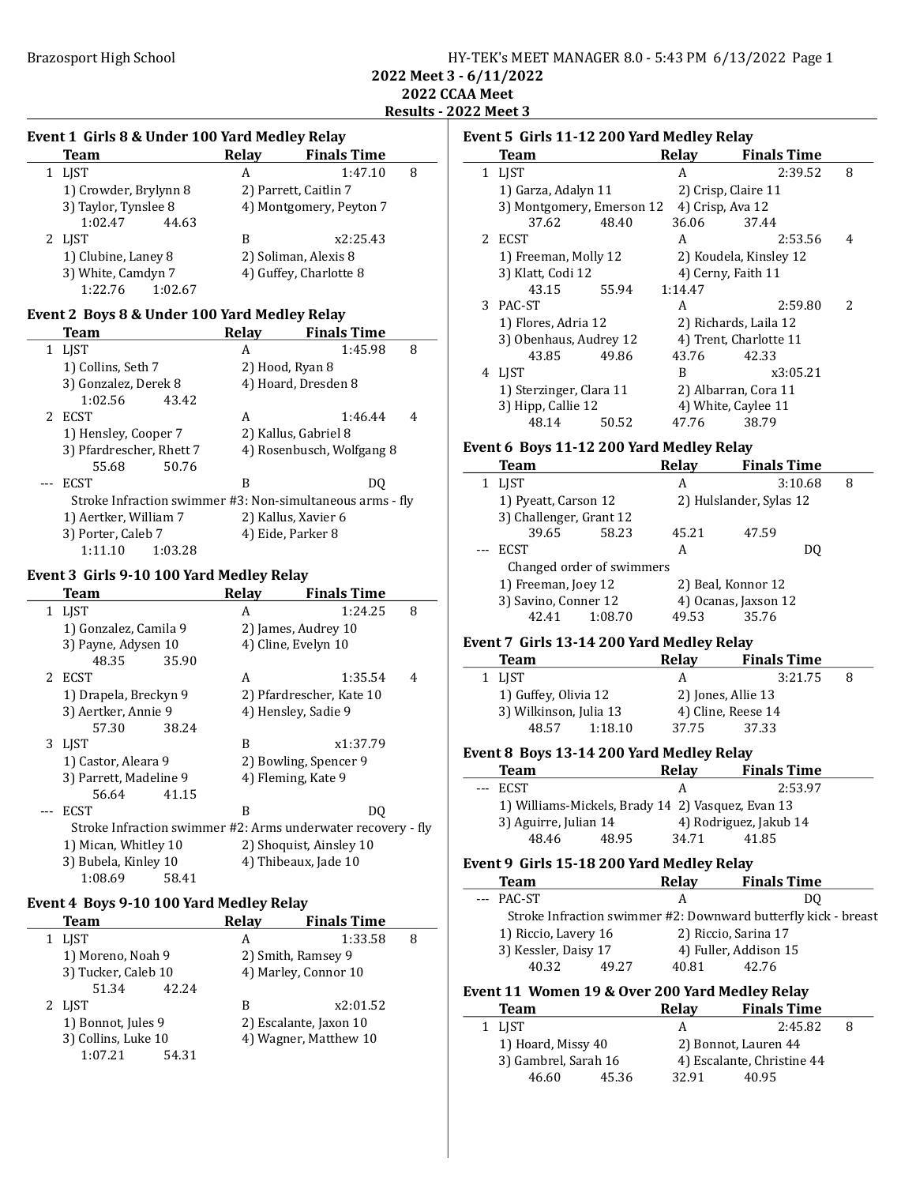Brazosport High School

HY-TEK's MEET MANAGER 8.0 - 5:43 PM 6/13/2022 Page 1

**2022 Meet 3 - 6/11/2022**

**2022 CCAA Meet**

**Results - 2022 Meet 3**

### Event 1 Girls 8 & Under 100 Yard Medley Relay

| | Team | Relay | Finals Time | |
|---|---|---|---|---|
| 1 | LJST | A | 1:47.10 | 8 |
| | 1) Crowder, Brylynn 8 | 2) Parrett, Caitlin 7 | | |
| | 3) Taylor, Tynslee 8 | 4) Montgomery, Peyton 7 | | |
| | 1:02.47 44.63 | | | |
| 2 | LJST | B | x2:25.43 | |
| | 1) Clubine, Laney 8 | 2) Soliman, Alexis 8 | | |
| | 3) White, Camdyn 7 | 4) Guffey, Charlotte 8 | | |
| | 1:22.76 1:02.67 | | | |

### Event 2 Boys 8 & Under 100 Yard Medley Relay

| | Team | Relay | Finals Time | |
|---|---|---|---|---|
| 1 | LJST | A | 1:45.98 | 8 |
| | 1) Collins, Seth 7 | 2) Hood, Ryan 8 | | |
| | 3) Gonzalez, Derek 8 | 4) Hoard, Dresden 8 | | |
| | 1:02.56 43.42 | | | |
| 2 | ECST | A | 1:46.44 | 4 |
| | 1) Hensley, Cooper 7 | 2) Kallus, Gabriel 8 | | |
| | 3) Pfardrescher, Rhett 7 | 4) Rosenbusch, Wolfgang 8 | | |
| | 55.68 50.76 | | | |
| --- | ECST | B | DQ | |
| | Stroke Infraction swimmer #3: Non-simultaneous arms - fly | | | |
| | 1) Aertker, William 7 | 2) Kallus, Xavier 6 | | |
| | 3) Porter, Caleb 7 | 4) Eide, Parker 8 | | |
| | 1:11.10 1:03.28 | | | |

### Event 3 Girls 9-10 100 Yard Medley Relay

| | Team | Relay | Finals Time | |
|---|---|---|---|---|
| 1 | LJST | A | 1:24.25 | 8 |
| | 1) Gonzalez, Camila 9 | 2) James, Audrey 10 | | |
| | 3) Payne, Adysen 10 | 4) Cline, Evelyn 10 | | |
| | 48.35 35.90 | | | |
| 2 | ECST | A | 1:35.54 | 4 |
| | 1) Drapela, Breckyn 9 | 2) Pfardrescher, Kate 10 | | |
| | 3) Aertker, Annie 9 | 4) Hensley, Sadie 9 | | |
| | 57.30 38.24 | | | |
| 3 | LJST | B | x1:37.79 | |
| | 1) Castor, Aleara 9 | 2) Bowling, Spencer 9 | | |
| | 3) Parrett, Madeline 9 | 4) Fleming, Kate 9 | | |
| | 56.64 41.15 | | | |
| --- | ECST | B | DQ | |
| | Stroke Infraction swimmer #2: Arms underwater recovery - fly | | | |
| | 1) Mican, Whitley 10 | 2) Shoquist, Ainsley 10 | | |
| | 3) Bubela, Kinley 10 | 4) Thibeaux, Jade 10 | | |
| | 1:08.69 58.41 | | | |

### Event 4 Boys 9-10 100 Yard Medley Relay

| | Team | Relay | Finals Time | |
|---|---|---|---|---|
| 1 | LJST | A | 1:33.58 | 8 |
| | 1) Moreno, Noah 9 | 2) Smith, Ramsey 9 | | |
| | 3) Tucker, Caleb 10 | 4) Marley, Connor 10 | | |
| | 51.34 42.24 | | | |
| 2 | LJST | B | x2:01.52 | |
| | 1) Bonnot, Jules 9 | 2) Escalante, Jaxon 10 | | |
| | 3) Collins, Luke 10 | 4) Wagner, Matthew 10 | | |
| | 1:07.21 54.31 | | | |

### Event 5 Girls 11-12 200 Yard Medley Relay

| | Team | Relay | Finals Time | |
|---|---|---|---|---|
| 1 | LJST | A | 2:39.52 | 8 |
| | 1) Garza, Adalyn 11 | 2) Crisp, Claire 11 | | |
| | 3) Montgomery, Emerson 12 | 4) Crisp, Ava 12 | | |
| | 37.62 48.40 | 36.06 37.44 | | |
| 2 | ECST | A | 2:53.56 | 4 |
| | 1) Freeman, Molly 12 | 2) Koudela, Kinsley 12 | | |
| | 3) Klatt, Codi 12 | 4) Cerny, Faith 11 | | |
| | 43.15 55.94 | 1:14.47 | | |
| 3 | PAC-ST | A | 2:59.80 | 2 |
| | 1) Flores, Adria 12 | 2) Richards, Laila 12 | | |
| | 3) Obenhaus, Audrey 12 | 4) Trent, Charlotte 11 | | |
| | 43.85 49.86 | 43.76 42.33 | | |
| 4 | LJST | B | x3:05.21 | |
| | 1) Sterzinger, Clara 11 | 2) Albarran, Cora 11 | | |
| | 3) Hipp, Callie 12 | 4) White, Caylee 11 | | |
| | 48.14 50.52 | 47.76 38.79 | | |

### Event 6 Boys 11-12 200 Yard Medley Relay

| | Team | Relay | Finals Time | |
|---|---|---|---|---|
| 1 | LJST | A | 3:10.68 | 8 |
| | 1) Pyeatt, Carson 12 | 2) Hulslander, Sylas 12 | | |
| | 3) Challenger, Grant 12 | | | |
| | 39.65 58.23 | 45.21 47.59 | | |
| --- | ECST | A | DQ | |
| | Changed order of swimmers | | | |
| | 1) Freeman, Joey 12 | 2) Beal, Konnor 12 | | |
| | 3) Savino, Conner 12 | 4) Ocanas, Jaxson 12 | | |
| | 42.41 1:08.70 | 49.53 35.76 | | |

### Event 7 Girls 13-14 200 Yard Medley Relay

| | Team | Relay | Finals Time | |
|---|---|---|---|---|
| 1 | LJST | A | 3:21.75 | 8 |
| | 1) Guffey, Olivia 12 | 2) Jones, Allie 13 | | |
| | 3) Wilkinson, Julia 13 | 4) Cline, Reese 14 | | |
| | 48.57 1:18.10 | 37.75 37.33 | | |

### Event 8 Boys 13-14 200 Yard Medley Relay

| | Team | Relay | Finals Time | |
|---|---|---|---|---|
| --- | ECST | A | 2:53.97 | |
| | 1) Williams-Mickels, Brady 14 | 2) Vasquez, Evan 13 | | |
| | 3) Aguirre, Julian 14 | 4) Rodriguez, Jakub 14 | | |
| | 48.46 48.95 | 34.71 41.85 | | |

### Event 9 Girls 15-18 200 Yard Medley Relay

| | Team | Relay | Finals Time | |
|---|---|---|---|---|
| --- | PAC-ST | A | DQ | |
| | Stroke Infraction swimmer #2: Downward butterfly kick - breast | | | |
| | 1) Riccio, Lavery 16 | 2) Riccio, Sarina 17 | | |
| | 3) Kessler, Daisy 17 | 4) Fuller, Addison 15 | | |
| | 40.32 49.27 | 40.81 42.76 | | |

### Event 11 Women 19 & Over 200 Yard Medley Relay

| | Team | Relay | Finals Time | |
|---|---|---|---|---|
| 1 | LJST | A | 2:45.82 | 8 |
| | 1) Hoard, Missy 40 | 2) Bonnot, Lauren 44 | | |
| | 3) Gambrel, Sarah 16 | 4) Escalante, Christine 44 | | |
| | 46.60 45.36 | 32.91 40.95 | | |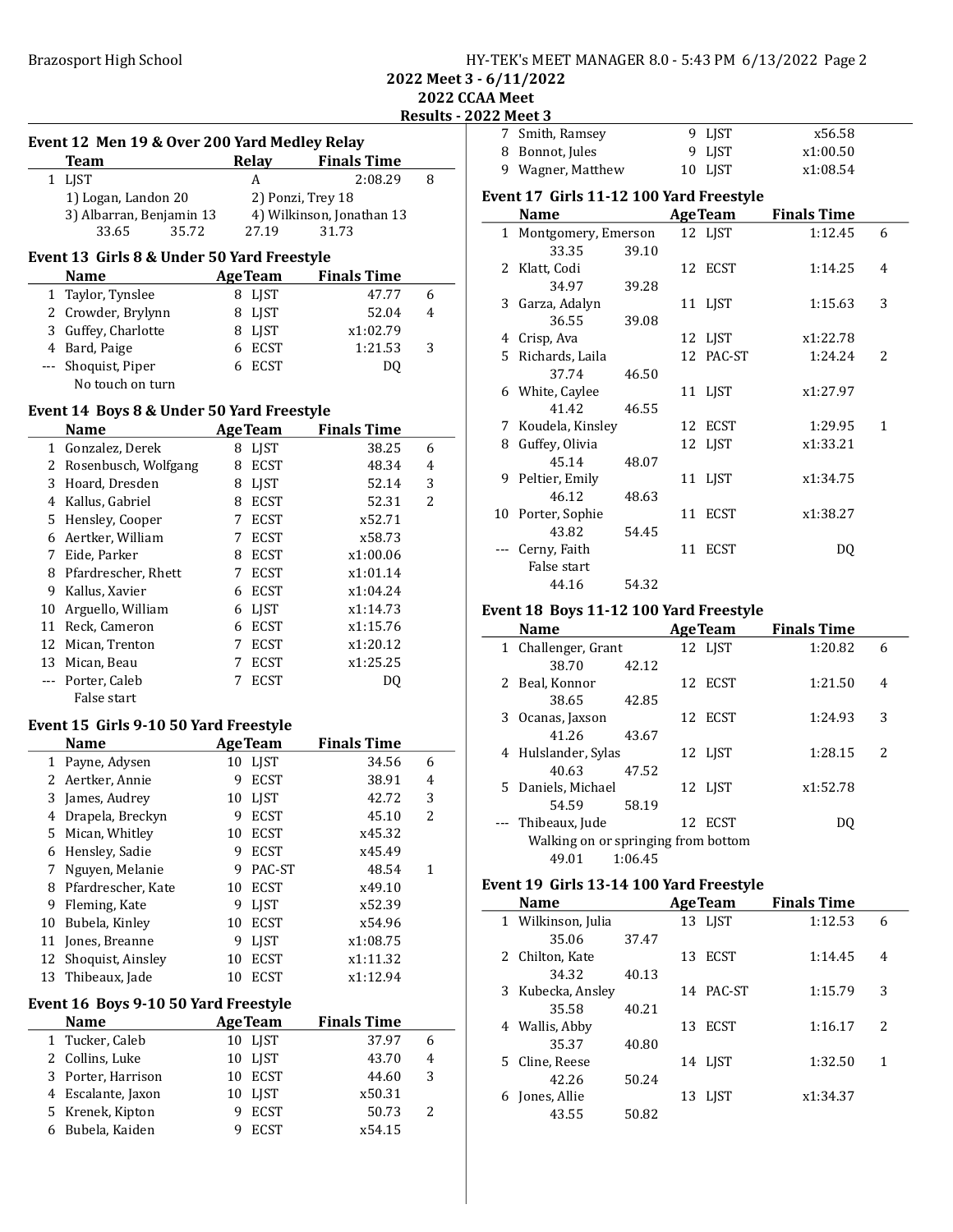2022 Meet 3 - 6/11/2022
2022 CCAA Meet
Results - 2022 Meet 3

### Event 12 Men 19 & Over 200 Yard Medley Relay

| | Team | Relay | Finals Time | |
|---|---|---|---|---|
| 1 | LJST | A | 2:08.29 | 8 |
| | 1) Logan, Landon 20 | 2) Ponzi, Trey 18 | | |
| | 3) Albarran, Benjamin 13 | 4) Wilkinson, Jonathan 13 | | |
| | 33.65 35.72 | 27.19 31.73 | | |

### Event 13 Girls 8 & Under 50 Yard Freestyle

| | Name | Age | Team | Finals Time | |
|---|---|---|---|---|---|
| 1 | Taylor, Tynslee | 8 | LJST | 47.77 | 6 |
| 2 | Crowder, Brylynn | 8 | LJST | 52.04 | 4 |
| 3 | Guffey, Charlotte | 8 | LJST | x1:02.79 | |
| 4 | Bard, Paige | 6 | ECST | 1:21.53 | 3 |
| --- | Shoquist, Piper | 6 | ECST | DQ | |
| | No touch on turn | | | | |

### Event 14 Boys 8 & Under 50 Yard Freestyle

| | Name | Age | Team | Finals Time | |
|---|---|---|---|---|---|
| 1 | Gonzalez, Derek | 8 | LJST | 38.25 | 6 |
| 2 | Rosenbusch, Wolfgang | 8 | ECST | 48.34 | 4 |
| 3 | Hoard, Dresden | 8 | LJST | 52.14 | 3 |
| 4 | Kallus, Gabriel | 8 | ECST | 52.31 | 2 |
| 5 | Hensley, Cooper | 7 | ECST | x52.71 | |
| 6 | Aertker, William | 7 | ECST | x58.73 | |
| 7 | Eide, Parker | 8 | ECST | x1:00.06 | |
| 8 | Pfardrescher, Rhett | 7 | ECST | x1:01.14 | |
| 9 | Kallus, Xavier | 6 | ECST | x1:04.24 | |
| 10 | Arguello, William | 6 | LJST | x1:14.73 | |
| 11 | Reck, Cameron | 6 | ECST | x1:15.76 | |
| 12 | Mican, Trenton | 7 | ECST | x1:20.12 | |
| 13 | Mican, Beau | 7 | ECST | x1:25.25 | |
| --- | Porter, Caleb | 7 | ECST | DQ | |
| | False start | | | | |

### Event 15 Girls 9-10 50 Yard Freestyle

| | Name | Age | Team | Finals Time | |
|---|---|---|---|---|---|
| 1 | Payne, Adysen | 10 | LJST | 34.56 | 6 |
| 2 | Aertker, Annie | 9 | ECST | 38.91 | 4 |
| 3 | James, Audrey | 10 | LJST | 42.72 | 3 |
| 4 | Drapela, Breckyn | 9 | ECST | 45.10 | 2 |
| 5 | Mican, Whitley | 10 | ECST | x45.32 | |
| 6 | Hensley, Sadie | 9 | ECST | x45.49 | |
| 7 | Nguyen, Melanie | 9 | PAC-ST | 48.54 | 1 |
| 8 | Pfardrescher, Kate | 10 | ECST | x49.10 | |
| 9 | Fleming, Kate | 9 | LJST | x52.39 | |
| 10 | Bubela, Kinley | 10 | ECST | x54.96 | |
| 11 | Jones, Breanne | 9 | LJST | x1:08.75 | |
| 12 | Shoquist, Ainsley | 10 | ECST | x1:11.32 | |
| 13 | Thibeaux, Jade | 10 | ECST | x1:12.94 | |

### Event 16 Boys 9-10 50 Yard Freestyle

| | Name | Age | Team | Finals Time | |
|---|---|---|---|---|---|
| 1 | Tucker, Caleb | 10 | LJST | 37.97 | 6 |
| 2 | Collins, Luke | 10 | LJST | 43.70 | 4 |
| 3 | Porter, Harrison | 10 | ECST | 44.60 | 3 |
| 4 | Escalante, Jaxon | 10 | LJST | x50.31 | |
| 5 | Krenek, Kipton | 9 | ECST | 50.73 | 2 |
| 6 | Bubela, Kaiden | 9 | ECST | x54.15 | |
| 7 | Smith, Ramsey | 9 | LJST | x56.58 | |
| 8 | Bonnot, Jules | 9 | LJST | x1:00.50 | |
| 9 | Wagner, Matthew | 10 | LJST | x1:08.54 | |

### Event 17 Girls 11-12 100 Yard Freestyle

| | Name | Age | Team | Finals Time | |
|---|---|---|---|---|---|
| 1 | Montgomery, Emerson | 12 | LJST | 1:12.45 | 6 |
| | 33.35 39.10 | | | | |
| 2 | Klatt, Codi | 12 | ECST | 1:14.25 | 4 |
| | 34.97 39.28 | | | | |
| 3 | Garza, Adalyn | 11 | LJST | 1:15.63 | 3 |
| | 36.55 39.08 | | | | |
| 4 | Crisp, Ava | 12 | LJST | x1:22.78 | |
| 5 | Richards, Laila | 12 | PAC-ST | 1:24.24 | 2 |
| | 37.74 46.50 | | | | |
| 6 | White, Caylee | 11 | LJST | x1:27.97 | |
| | 41.42 46.55 | | | | |
| 7 | Koudela, Kinsley | 12 | ECST | 1:29.95 | 1 |
| 8 | Guffey, Olivia | 12 | LJST | x1:33.21 | |
| | 45.14 48.07 | | | | |
| 9 | Peltier, Emily | 11 | LJST | x1:34.75 | |
| | 46.12 48.63 | | | | |
| 10 | Porter, Sophie | 11 | ECST | x1:38.27 | |
| | 43.82 54.45 | | | | |
| --- | Cerny, Faith | 11 | ECST | DQ | |
| | False start | | | | |
| | 44.16 54.32 | | | | |

### Event 18 Boys 11-12 100 Yard Freestyle

| | Name | Age | Team | Finals Time | |
|---|---|---|---|---|---|
| 1 | Challenger, Grant | 12 | LJST | 1:20.82 | 6 |
| | 38.70 42.12 | | | | |
| 2 | Beal, Konnor | 12 | ECST | 1:21.50 | 4 |
| | 38.65 42.85 | | | | |
| 3 | Ocanas, Jaxson | 12 | ECST | 1:24.93 | 3 |
| | 41.26 43.67 | | | | |
| 4 | Hulslander, Sylas | 12 | LJST | 1:28.15 | 2 |
| | 40.63 47.52 | | | | |
| 5 | Daniels, Michael | 12 | LJST | x1:52.78 | |
| | 54.59 58.19 | | | | |
| --- | Thibeaux, Jude | 12 | ECST | DQ | |
| | Walking on or springing from bottom | | | | |
| | 49.01 1:06.45 | | | | |

### Event 19 Girls 13-14 100 Yard Freestyle

| | Name | Age | Team | Finals Time | |
|---|---|---|---|---|---|
| 1 | Wilkinson, Julia | 13 | LJST | 1:12.53 | 6 |
| | 35.06 37.47 | | | | |
| 2 | Chilton, Kate | 13 | ECST | 1:14.45 | 4 |
| | 34.32 40.13 | | | | |
| 3 | Kubecka, Ansley | 14 | PAC-ST | 1:15.79 | 3 |
| | 35.58 40.21 | | | | |
| 4 | Wallis, Abby | 13 | ECST | 1:16.17 | 2 |
| | 35.37 40.80 | | | | |
| 5 | Cline, Reese | 14 | LJST | 1:32.50 | 1 |
| | 42.26 50.24 | | | | |
| 6 | Jones, Allie | 13 | LJST | x1:34.37 | |
| | 43.55 50.82 | | | | |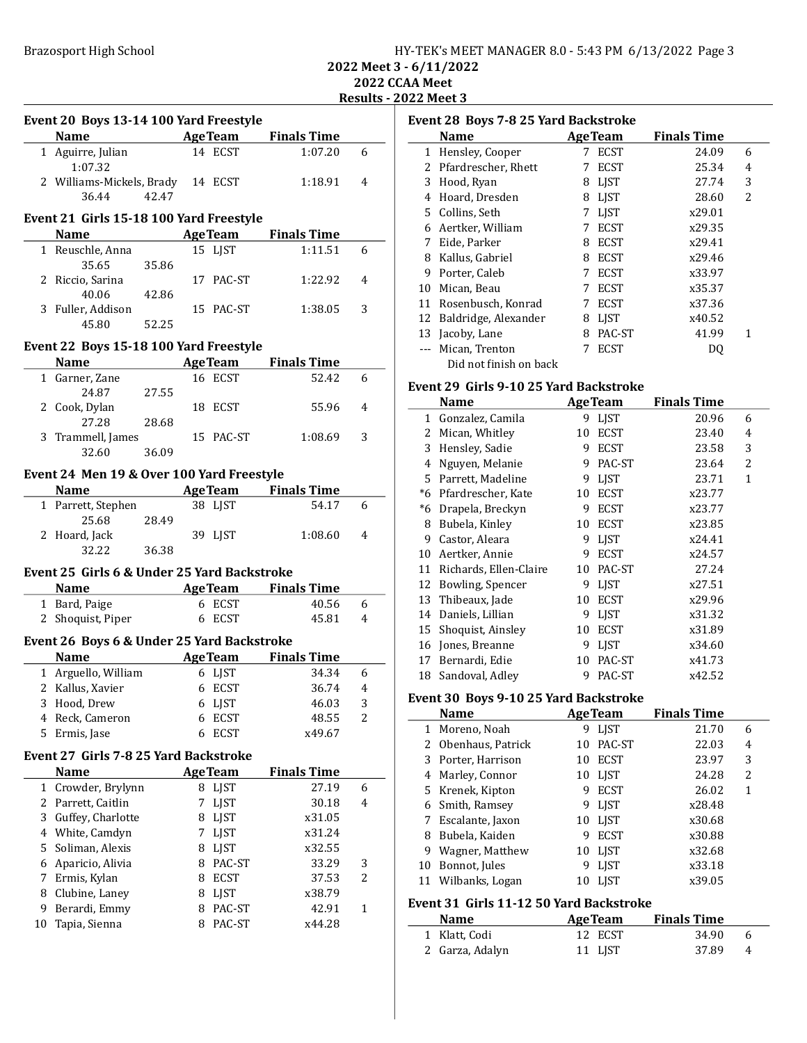## Brazosport High School

HY-TEK's MEET MANAGER 8.0 - 5:43 PM 6/13/2022

**2022 Meet 3 - 6/11/2022**

**2022 CCAA Meet**

**Results - 2022 Meet 3**

### Event 20 Boys 13-14 100 Yard Freestyle

| | Name | Age | Team | Finals Time | |
|---|---|---|---|---|---|
| 1 | Aguirre, Julian | 14 | ECST | 1:07.20 | 6 |
| | 1:07.32 | | | | |
| 2 | Williams-Mickels, Brady | 14 | ECST | 1:18.91 | 4 |
| | 36.44 42.47 | | | | |

### Event 21 Girls 15-18 100 Yard Freestyle

| | Name | Age | Team | Finals Time | |
|---|---|---|---|---|---|
| 1 | Reuschle, Anna | 15 | LJST | 1:11.51 | 6 |
| | 35.65 35.86 | | | | |
| 2 | Riccio, Sarina | 17 | PAC-ST | 1:22.92 | 4 |
| | 40.06 42.86 | | | | |
| 3 | Fuller, Addison | 15 | PAC-ST | 1:38.05 | 3 |
| | 45.80 52.25 | | | | |

### Event 22 Boys 15-18 100 Yard Freestyle

| | Name | Age | Team | Finals Time | |
|---|---|---|---|---|---|
| 1 | Garner, Zane | 16 | ECST | 52.42 | 6 |
| | 24.87 27.55 | | | | |
| 2 | Cook, Dylan | 18 | ECST | 55.96 | 4 |
| | 27.28 28.68 | | | | |
| 3 | Trammell, James | 15 | PAC-ST | 1:08.69 | 3 |
| | 32.60 36.09 | | | | |

### Event 24 Men 19 & Over 100 Yard Freestyle

| | Name | Age | Team | Finals Time | |
|---|---|---|---|---|---|
| 1 | Parrett, Stephen | 38 | LJST | 54.17 | 6 |
| | 25.68 28.49 | | | | |
| 2 | Hoard, Jack | 39 | LJST | 1:08.60 | 4 |
| | 32.22 36.38 | | | | |

### Event 25 Girls 6 & Under 25 Yard Backstroke

| | Name | Age | Team | Finals Time | |
|---|---|---|---|---|---|
| 1 | Bard, Paige | 6 | ECST | 40.56 | 6 |
| 2 | Shoquist, Piper | 6 | ECST | 45.81 | 4 |

### Event 26 Boys 6 & Under 25 Yard Backstroke

| | Name | Age | Team | Finals Time | |
|---|---|---|---|---|---|
| 1 | Arguello, William | 6 | LJST | 34.34 | 6 |
| 2 | Kallus, Xavier | 6 | ECST | 36.74 | 4 |
| 3 | Hood, Drew | 6 | LJST | 46.03 | 3 |
| 4 | Reck, Cameron | 6 | ECST | 48.55 | 2 |
| 5 | Ermis, Jase | 6 | ECST | x49.67 | |

### Event 27 Girls 7-8 25 Yard Backstroke

| | Name | Age | Team | Finals Time | |
|---|---|---|---|---|---|
| 1 | Crowder, Brylynn | 8 | LJST | 27.19 | 6 |
| 2 | Parrett, Caitlin | 7 | LJST | 30.18 | 4 |
| 3 | Guffey, Charlotte | 8 | LJST | x31.05 | |
| 4 | White, Camdyn | 7 | LJST | x31.24 | |
| 5 | Soliman, Alexis | 8 | LJST | x32.55 | |
| 6 | Aparicio, Alivia | 8 | PAC-ST | 33.29 | 3 |
| 7 | Ermis, Kylan | 8 | ECST | 37.53 | 2 |
| 8 | Clubine, Laney | 8 | LJST | x38.79 | |
| 9 | Berardi, Emmy | 8 | PAC-ST | 42.91 | 1 |
| 10 | Tapia, Sienna | 8 | PAC-ST | x44.28 | |

### Event 28 Boys 7-8 25 Yard Backstroke

| | Name | Age | Team | Finals Time | |
|---|---|---|---|---|---|
| 1 | Hensley, Cooper | 7 | ECST | 24.09 | 6 |
| 2 | Pfardrescher, Rhett | 7 | ECST | 25.34 | 4 |
| 3 | Hood, Ryan | 8 | LJST | 27.74 | 3 |
| 4 | Hoard, Dresden | 8 | LJST | 28.60 | 2 |
| 5 | Collins, Seth | 7 | LJST | x29.01 | |
| 6 | Aertker, William | 7 | ECST | x29.35 | |
| 7 | Eide, Parker | 8 | ECST | x29.41 | |
| 8 | Kallus, Gabriel | 8 | ECST | x29.46 | |
| 9 | Porter, Caleb | 7 | ECST | x33.97 | |
| 10 | Mican, Beau | 7 | ECST | x35.37 | |
| 11 | Rosenbusch, Konrad | 7 | ECST | x37.36 | |
| 12 | Baldridge, Alexander | 8 | LJST | x40.52 | |
| 13 | Jacoby, Lane | 8 | PAC-ST | 41.99 | 1 |
| --- | Mican, Trenton | 7 | ECST | DQ | |
| | Did not finish on back | | | | |

### Event 29 Girls 9-10 25 Yard Backstroke

| | Name | Age | Team | Finals Time | |
|---|---|---|---|---|---|
| 1 | Gonzalez, Camila | 9 | LJST | 20.96 | 6 |
| 2 | Mican, Whitley | 10 | ECST | 23.40 | 4 |
| 3 | Hensley, Sadie | 9 | ECST | 23.58 | 3 |
| 4 | Nguyen, Melanie | 9 | PAC-ST | 23.64 | 2 |
| 5 | Parrett, Madeline | 9 | LJST | 23.71 | 1 |
| *6 | Pfardrescher, Kate | 10 | ECST | x23.77 | |
| *6 | Drapela, Breckyn | 9 | ECST | x23.77 | |
| 8 | Bubela, Kinley | 10 | ECST | x23.85 | |
| 9 | Castor, Aleara | 9 | LJST | x24.41 | |
| 10 | Aertker, Annie | 9 | ECST | x24.57 | |
| 11 | Richards, Ellen-Claire | 10 | PAC-ST | 27.24 | |
| 12 | Bowling, Spencer | 9 | LJST | x27.51 | |
| 13 | Thibeaux, Jade | 10 | ECST | x29.96 | |
| 14 | Daniels, Lillian | 9 | LJST | x31.32 | |
| 15 | Shoquist, Ainsley | 10 | ECST | x31.89 | |
| 16 | Jones, Breanne | 9 | LJST | x34.60 | |
| 17 | Bernardi, Edie | 10 | PAC-ST | x41.73 | |
| 18 | Sandoval, Adley | 9 | PAC-ST | x42.52 | |

### Event 30 Boys 9-10 25 Yard Backstroke

| | Name | Age | Team | Finals Time | |
|---|---|---|---|---|---|
| 1 | Moreno, Noah | 9 | LJST | 21.70 | 6 |
| 2 | Obenhaus, Patrick | 10 | PAC-ST | 22.03 | 4 |
| 3 | Porter, Harrison | 10 | ECST | 23.97 | 3 |
| 4 | Marley, Connor | 10 | LJST | 24.28 | 2 |
| 5 | Krenek, Kipton | 9 | ECST | 26.02 | 1 |
| 6 | Smith, Ramsey | 9 | LJST | x28.48 | |
| 7 | Escalante, Jaxon | 10 | LJST | x30.68 | |
| 8 | Bubela, Kaiden | 9 | ECST | x30.88 | |
| 9 | Wagner, Matthew | 10 | LJST | x32.68 | |
| 10 | Bonnot, Jules | 9 | LJST | x33.18 | |
| 11 | Wilbanks, Logan | 10 | LJST | x39.05 | |

### Event 31 Girls 11-12 50 Yard Backstroke

| | Name | Age | Team | Finals Time | |
|---|---|---|---|---|---|
| 1 | Klatt, Codi | 12 | ECST | 34.90 | 6 |
| 2 | Garza, Adalyn | 11 | LJST | 37.89 | 4 |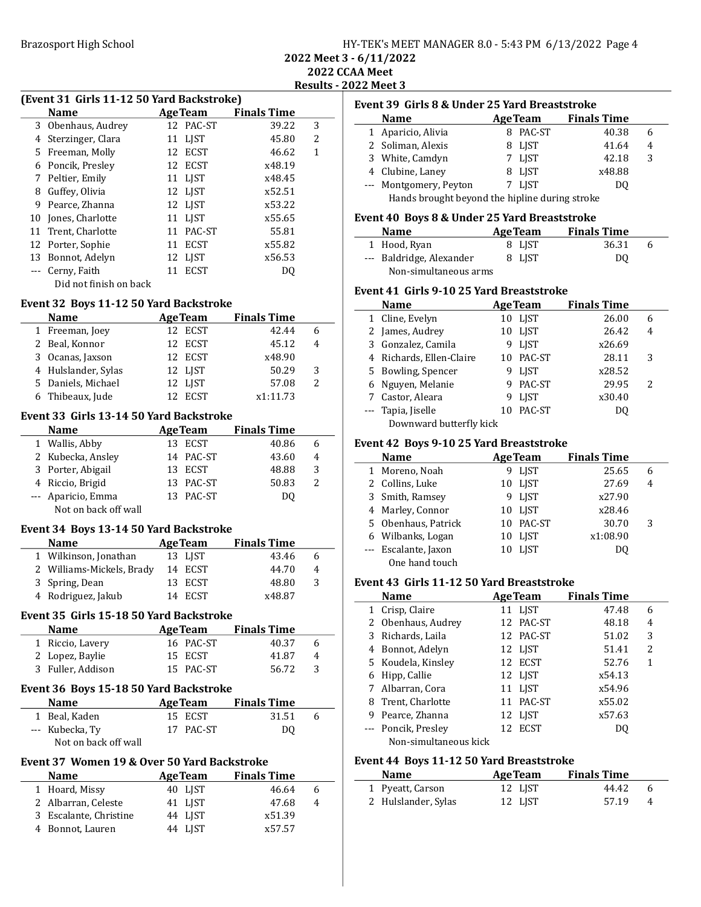2022 Meet 3 - 6/11/2022
2022 CCAA Meet
Results - 2022 Meet 3

### (Event 31 Girls 11-12 50 Yard Backstroke)

| | Name | Age | Team | Finals Time | |
|---|---|---|---|---|---|
| 3 | Obenhaus, Audrey | 12 | PAC-ST | 39.22 | 3 |
| 4 | Sterzinger, Clara | 11 | LJST | 45.80 | 2 |
| 5 | Freeman, Molly | 12 | ECST | 46.62 | 1 |
| 6 | Poncik, Presley | 12 | ECST | x48.19 | |
| 7 | Peltier, Emily | 11 | LJST | x48.45 | |
| 8 | Guffey, Olivia | 12 | LJST | x52.51 | |
| 9 | Pearce, Zhanna | 12 | LJST | x53.22 | |
| 10 | Jones, Charlotte | 11 | LJST | x55.65 | |
| 11 | Trent, Charlotte | 11 | PAC-ST | 55.81 | |
| 12 | Porter, Sophie | 11 | ECST | x55.82 | |
| 13 | Bonnot, Adelyn | 12 | LJST | x56.53 | |
| --- | Cerny, Faith | 11 | ECST | DQ | |
| | Did not finish on back | | | | |

### Event 32 Boys 11-12 50 Yard Backstroke

| | Name | Age | Team | Finals Time | |
|---|---|---|---|---|---|
| 1 | Freeman, Joey | 12 | ECST | 42.44 | 6 |
| 2 | Beal, Konnor | 12 | ECST | 45.12 | 4 |
| 3 | Ocanas, Jaxson | 12 | ECST | x48.90 | |
| 4 | Hulslander, Sylas | 12 | LJST | 50.29 | 3 |
| 5 | Daniels, Michael | 12 | LJST | 57.08 | 2 |
| 6 | Thibeaux, Jude | 12 | ECST | x1:11.73 | |

### Event 33 Girls 13-14 50 Yard Backstroke

| | Name | Age | Team | Finals Time | |
|---|---|---|---|---|---|
| 1 | Wallis, Abby | 13 | ECST | 40.86 | 6 |
| 2 | Kubecka, Ansley | 14 | PAC-ST | 43.60 | 4 |
| 3 | Porter, Abigail | 13 | ECST | 48.88 | 3 |
| 4 | Riccio, Brigid | 13 | PAC-ST | 50.83 | 2 |
| --- | Aparicio, Emma | 13 | PAC-ST | DQ | |
| | Not on back off wall | | | | |

### Event 34 Boys 13-14 50 Yard Backstroke

| | Name | Age | Team | Finals Time | |
|---|---|---|---|---|---|
| 1 | Wilkinson, Jonathan | 13 | LJST | 43.46 | 6 |
| 2 | Williams-Mickels, Brady | 14 | ECST | 44.70 | 4 |
| 3 | Spring, Dean | 13 | ECST | 48.80 | 3 |
| 4 | Rodriguez, Jakub | 14 | ECST | x48.87 | |

### Event 35 Girls 15-18 50 Yard Backstroke

| | Name | Age | Team | Finals Time | |
|---|---|---|---|---|---|
| 1 | Riccio, Lavery | 16 | PAC-ST | 40.37 | 6 |
| 2 | Lopez, Baylie | 15 | ECST | 41.87 | 4 |
| 3 | Fuller, Addison | 15 | PAC-ST | 56.72 | 3 |

### Event 36 Boys 15-18 50 Yard Backstroke

| | Name | Age | Team | Finals Time | |
|---|---|---|---|---|---|
| 1 | Beal, Kaden | 15 | ECST | 31.51 | 6 |
| --- | Kubecka, Ty | 17 | PAC-ST | DQ | |
| | Not on back off wall | | | | |

### Event 37 Women 19 & Over 50 Yard Backstroke

| | Name | Age | Team | Finals Time | |
|---|---|---|---|---|---|
| 1 | Hoard, Missy | 40 | LJST | 46.64 | 6 |
| 2 | Albarran, Celeste | 41 | LJST | 47.68 | 4 |
| 3 | Escalante, Christine | 44 | LJST | x51.39 | |
| 4 | Bonnot, Lauren | 44 | LJST | x57.57 | |

### Event 39 Girls 8 & Under 25 Yard Breaststroke

| | Name | Age | Team | Finals Time | |
|---|---|---|---|---|---|
| 1 | Aparicio, Alivia | 8 | PAC-ST | 40.38 | 6 |
| 2 | Soliman, Alexis | 8 | LJST | 41.64 | 4 |
| 3 | White, Camdyn | 7 | LJST | 42.18 | 3 |
| 4 | Clubine, Laney | 8 | LJST | x48.88 | |
| --- | Montgomery, Peyton | 7 | LJST | DQ | |
| | Hands brought beyond the hipline during stroke | | | | |

### Event 40 Boys 8 & Under 25 Yard Breaststroke

| | Name | Age | Team | Finals Time | |
|---|---|---|---|---|---|
| 1 | Hood, Ryan | 8 | LJST | 36.31 | 6 |
| --- | Baldridge, Alexander | 8 | LJST | DQ | |
| | Non-simultaneous arms | | | | |

### Event 41 Girls 9-10 25 Yard Breaststroke

| | Name | Age | Team | Finals Time | |
|---|---|---|---|---|---|
| 1 | Cline, Evelyn | 10 | LJST | 26.00 | 6 |
| 2 | James, Audrey | 10 | LJST | 26.42 | 4 |
| 3 | Gonzalez, Camila | 9 | LJST | x26.69 | |
| 4 | Richards, Ellen-Claire | 10 | PAC-ST | 28.11 | 3 |
| 5 | Bowling, Spencer | 9 | LJST | x28.52 | |
| 6 | Nguyen, Melanie | 9 | PAC-ST | 29.95 | 2 |
| 7 | Castor, Aleara | 9 | LJST | x30.40 | |
| --- | Tapia, Jiselle | 10 | PAC-ST | DQ | |
| | Downward butterfly kick | | | | |

### Event 42 Boys 9-10 25 Yard Breaststroke

| | Name | Age | Team | Finals Time | |
|---|---|---|---|---|---|
| 1 | Moreno, Noah | 9 | LJST | 25.65 | 6 |
| 2 | Collins, Luke | 10 | LJST | 27.69 | 4 |
| 3 | Smith, Ramsey | 9 | LJST | x27.90 | |
| 4 | Marley, Connor | 10 | LJST | x28.46 | |
| 5 | Obenhaus, Patrick | 10 | PAC-ST | 30.70 | 3 |
| 6 | Wilbanks, Logan | 10 | LJST | x1:08.90 | |
| --- | Escalante, Jaxon | 10 | LJST | DQ | |
| | One hand touch | | | | |

### Event 43 Girls 11-12 50 Yard Breaststroke

| | Name | Age | Team | Finals Time | |
|---|---|---|---|---|---|
| 1 | Crisp, Claire | 11 | LJST | 47.48 | 6 |
| 2 | Obenhaus, Audrey | 12 | PAC-ST | 48.18 | 4 |
| 3 | Richards, Laila | 12 | PAC-ST | 51.02 | 3 |
| 4 | Bonnot, Adelyn | 12 | LJST | 51.41 | 2 |
| 5 | Koudela, Kinsley | 12 | ECST | 52.76 | 1 |
| 6 | Hipp, Callie | 12 | LJST | x54.13 | |
| 7 | Albarran, Cora | 11 | LJST | x54.96 | |
| 8 | Trent, Charlotte | 11 | PAC-ST | x55.02 | |
| 9 | Pearce, Zhanna | 12 | LJST | x57.63 | |
| --- | Poncik, Presley | 12 | ECST | DQ | |
| | Non-simultaneous kick | | | | |

### Event 44 Boys 11-12 50 Yard Breaststroke

| | Name | Age | Team | Finals Time | |
|---|---|---|---|---|---|
| 1 | Pyeatt, Carson | 12 | LJST | 44.42 | 6 |
| 2 | Hulslander, Sylas | 12 | LJST | 57.19 | 4 |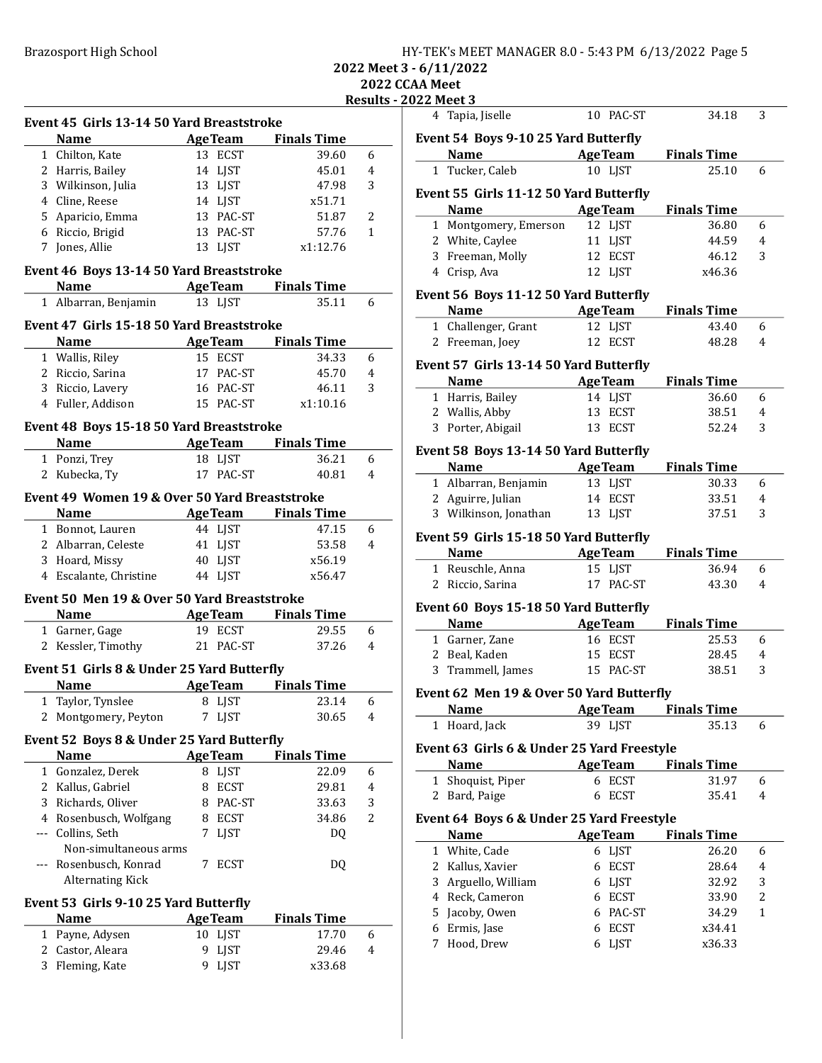2022 Meet 3 - 6/11/2022

2022 CCAA Meet

Results - 2022 Meet 3

### Event 45 Girls 13-14 50 Yard Breaststroke

| | Name | Age | Team | Finals Time | |
|---|---|---|---|---|---|
| 1 | Chilton, Kate | 13 | ECST | 39.60 | 6 |
| 2 | Harris, Bailey | 14 | LJST | 45.01 | 4 |
| 3 | Wilkinson, Julia | 13 | LJST | 47.98 | 3 |
| 4 | Cline, Reese | 14 | LJST | x51.71 | |
| 5 | Aparicio, Emma | 13 | PAC-ST | 51.87 | 2 |
| 6 | Riccio, Brigid | 13 | PAC-ST | 57.76 | 1 |
| 7 | Jones, Allie | 13 | LJST | x1:12.76 | |

### Event 46 Boys 13-14 50 Yard Breaststroke

| | Name | Age | Team | Finals Time | |
|---|---|---|---|---|---|
| 1 | Albarran, Benjamin | 13 | LJST | 35.11 | 6 |

### Event 47 Girls 15-18 50 Yard Breaststroke

| | Name | Age | Team | Finals Time | |
|---|---|---|---|---|---|
| 1 | Wallis, Riley | 15 | ECST | 34.33 | 6 |
| 2 | Riccio, Sarina | 17 | PAC-ST | 45.70 | 4 |
| 3 | Riccio, Lavery | 16 | PAC-ST | 46.11 | 3 |
| 4 | Fuller, Addison | 15 | PAC-ST | x1:10.16 | |

### Event 48 Boys 15-18 50 Yard Breaststroke

| | Name | Age | Team | Finals Time | |
|---|---|---|---|---|---|
| 1 | Ponzi, Trey | 18 | LJST | 36.21 | 6 |
| 2 | Kubecka, Ty | 17 | PAC-ST | 40.81 | 4 |

### Event 49 Women 19 & Over 50 Yard Breaststroke

| | Name | Age | Team | Finals Time | |
|---|---|---|---|---|---|
| 1 | Bonnot, Lauren | 44 | LJST | 47.15 | 6 |
| 2 | Albarran, Celeste | 41 | LJST | 53.58 | 4 |
| 3 | Hoard, Missy | 40 | LJST | x56.19 | |
| 4 | Escalante, Christine | 44 | LJST | x56.47 | |

### Event 50 Men 19 & Over 50 Yard Breaststroke

| | Name | Age | Team | Finals Time | |
|---|---|---|---|---|---|
| 1 | Garner, Gage | 19 | ECST | 29.55 | 6 |
| 2 | Kessler, Timothy | 21 | PAC-ST | 37.26 | 4 |

### Event 51 Girls 8 & Under 25 Yard Butterfly

| | Name | Age | Team | Finals Time | |
|---|---|---|---|---|---|
| 1 | Taylor, Tynslee | 8 | LJST | 23.14 | 6 |
| 2 | Montgomery, Peyton | 7 | LJST | 30.65 | 4 |

### Event 52 Boys 8 & Under 25 Yard Butterfly

| | Name | Age | Team | Finals Time | |
|---|---|---|---|---|---|
| 1 | Gonzalez, Derek | 8 | LJST | 22.09 | 6 |
| 2 | Kallus, Gabriel | 8 | ECST | 29.81 | 4 |
| 3 | Richards, Oliver | 8 | PAC-ST | 33.63 | 3 |
| 4 | Rosenbusch, Wolfgang | 8 | ECST | 34.86 | 2 |
| --- | Collins, Seth | 7 | LJST | DQ | |
| | Non-simultaneous arms | | | | |
| --- | Rosenbusch, Konrad | 7 | ECST | DQ | |
| | Alternating Kick | | | | |

### Event 53 Girls 9-10 25 Yard Butterfly

| | Name | Age | Team | Finals Time | |
|---|---|---|---|---|---|
| 1 | Payne, Adysen | 10 | LJST | 17.70 | 6 |
| 2 | Castor, Aleara | 9 | LJST | 29.46 | 4 |
| 3 | Fleming, Kate | 9 | LJST | x33.68 | |
| 4 | Tapia, Jiselle | 10 | PAC-ST | 34.18 | 3 |

### Event 54 Boys 9-10 25 Yard Butterfly

| | Name | Age | Team | Finals Time | |
|---|---|---|---|---|---|
| 1 | Tucker, Caleb | 10 | LJST | 25.10 | 6 |

### Event 55 Girls 11-12 50 Yard Butterfly

| | Name | Age | Team | Finals Time | |
|---|---|---|---|---|---|
| 1 | Montgomery, Emerson | 12 | LJST | 36.80 | 6 |
| 2 | White, Caylee | 11 | LJST | 44.59 | 4 |
| 3 | Freeman, Molly | 12 | ECST | 46.12 | 3 |
| 4 | Crisp, Ava | 12 | LJST | x46.36 | |

### Event 56 Boys 11-12 50 Yard Butterfly

| | Name | Age | Team | Finals Time | |
|---|---|---|---|---|---|
| 1 | Challenger, Grant | 12 | LJST | 43.40 | 6 |
| 2 | Freeman, Joey | 12 | ECST | 48.28 | 4 |

### Event 57 Girls 13-14 50 Yard Butterfly

| | Name | Age | Team | Finals Time | |
|---|---|---|---|---|---|
| 1 | Harris, Bailey | 14 | LJST | 36.60 | 6 |
| 2 | Wallis, Abby | 13 | ECST | 38.51 | 4 |
| 3 | Porter, Abigail | 13 | ECST | 52.24 | 3 |

### Event 58 Boys 13-14 50 Yard Butterfly

| | Name | Age | Team | Finals Time | |
|---|---|---|---|---|---|
| 1 | Albarran, Benjamin | 13 | LJST | 30.33 | 6 |
| 2 | Aguirre, Julian | 14 | ECST | 33.51 | 4 |
| 3 | Wilkinson, Jonathan | 13 | LJST | 37.51 | 3 |

### Event 59 Girls 15-18 50 Yard Butterfly

| | Name | Age | Team | Finals Time | |
|---|---|---|---|---|---|
| 1 | Reuschle, Anna | 15 | LJST | 36.94 | 6 |
| 2 | Riccio, Sarina | 17 | PAC-ST | 43.30 | 4 |

### Event 60 Boys 15-18 50 Yard Butterfly

| | Name | Age | Team | Finals Time | |
|---|---|---|---|---|---|
| 1 | Garner, Zane | 16 | ECST | 25.53 | 6 |
| 2 | Beal, Kaden | 15 | ECST | 28.45 | 4 |
| 3 | Trammell, James | 15 | PAC-ST | 38.51 | 3 |

### Event 62 Men 19 & Over 50 Yard Butterfly

| | Name | Age | Team | Finals Time | |
|---|---|---|---|---|---|
| 1 | Hoard, Jack | 39 | LJST | 35.13 | 6 |

### Event 63 Girls 6 & Under 25 Yard Freestyle

| | Name | Age | Team | Finals Time | |
|---|---|---|---|---|---|
| 1 | Shoquist, Piper | 6 | ECST | 31.97 | 6 |
| 2 | Bard, Paige | 6 | ECST | 35.41 | 4 |

### Event 64 Boys 6 & Under 25 Yard Freestyle

| | Name | Age | Team | Finals Time | |
|---|---|---|---|---|---|
| 1 | White, Cade | 6 | LJST | 26.20 | 6 |
| 2 | Kallus, Xavier | 6 | ECST | 28.64 | 4 |
| 3 | Arguello, William | 6 | LJST | 32.92 | 3 |
| 4 | Reck, Cameron | 6 | ECST | 33.90 | 2 |
| 5 | Jacoby, Owen | 6 | PAC-ST | 34.29 | 1 |
| 6 | Ermis, Jase | 6 | ECST | x34.41 | |
| 7 | Hood, Drew | 6 | LJST | x36.33 | |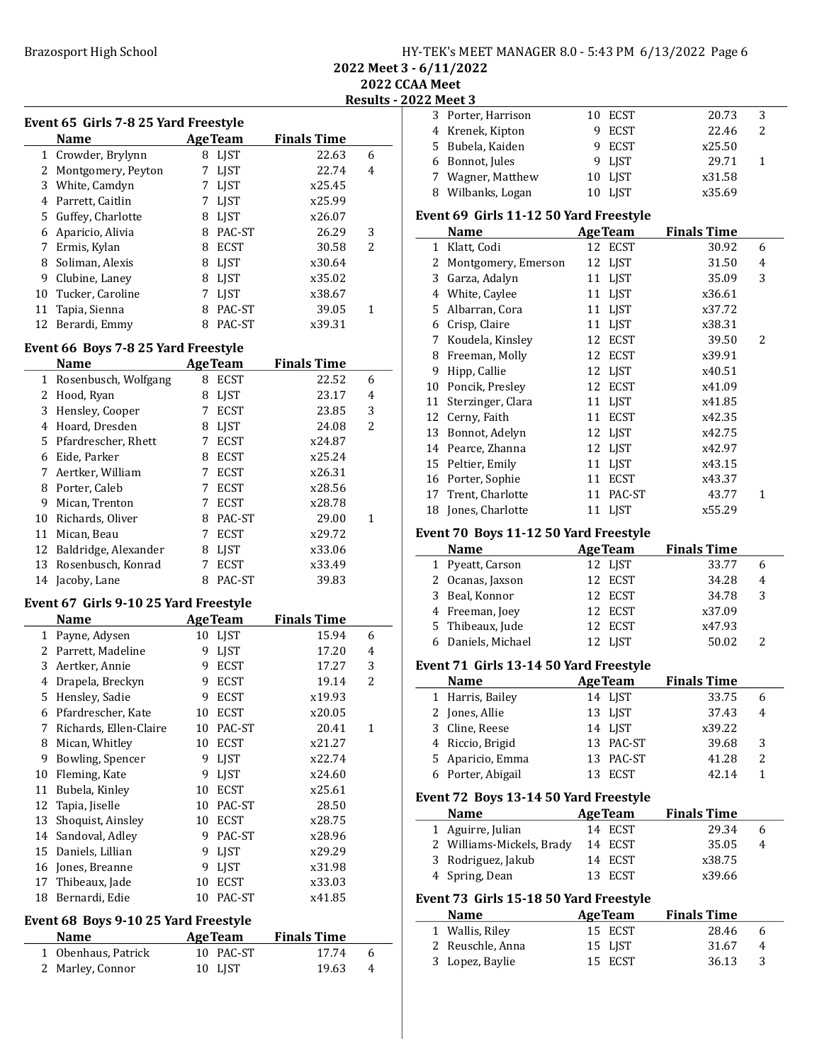## 2022 Meet 3 - 6/11/2022
## 2022 CCAA Meet
## Results - 2022 Meet 3

### Event 65 Girls 7-8 25 Yard Freestyle

| | Name | Age | Team | Finals Time | |
|---|---|---|---|---|---|
| 1 | Crowder, Brylynn | 8 | LJST | 22.63 | 6 |
| 2 | Montgomery, Peyton | 7 | LJST | 22.74 | 4 |
| 3 | White, Camdyn | 7 | LJST | x25.45 | |
| 4 | Parrett, Caitlin | 7 | LJST | x25.99 | |
| 5 | Guffey, Charlotte | 8 | LJST | x26.07 | |
| 6 | Aparicio, Alivia | 8 | PAC-ST | 26.29 | 3 |
| 7 | Ermis, Kylan | 8 | ECST | 30.58 | 2 |
| 8 | Soliman, Alexis | 8 | LJST | x30.64 | |
| 9 | Clubine, Laney | 8 | LJST | x35.02 | |
| 10 | Tucker, Caroline | 7 | LJST | x38.67 | |
| 11 | Tapia, Sienna | 8 | PAC-ST | 39.05 | 1 |
| 12 | Berardi, Emmy | 8 | PAC-ST | x39.31 | |

### Event 66 Boys 7-8 25 Yard Freestyle

| | Name | Age | Team | Finals Time | |
|---|---|---|---|---|---|
| 1 | Rosenbusch, Wolfgang | 8 | ECST | 22.52 | 6 |
| 2 | Hood, Ryan | 8 | LJST | 23.17 | 4 |
| 3 | Hensley, Cooper | 7 | ECST | 23.85 | 3 |
| 4 | Hoard, Dresden | 8 | LJST | 24.08 | 2 |
| 5 | Pfardrescher, Rhett | 7 | ECST | x24.87 | |
| 6 | Eide, Parker | 8 | ECST | x25.24 | |
| 7 | Aertker, William | 7 | ECST | x26.31 | |
| 8 | Porter, Caleb | 7 | ECST | x28.56 | |
| 9 | Mican, Trenton | 7 | ECST | x28.78 | |
| 10 | Richards, Oliver | 8 | PAC-ST | 29.00 | 1 |
| 11 | Mican, Beau | 7 | ECST | x29.72 | |
| 12 | Baldridge, Alexander | 8 | LJST | x33.06 | |
| 13 | Rosenbusch, Konrad | 7 | ECST | x33.49 | |
| 14 | Jacoby, Lane | 8 | PAC-ST | 39.83 | |

### Event 67 Girls 9-10 25 Yard Freestyle

| | Name | Age | Team | Finals Time | |
|---|---|---|---|---|---|
| 1 | Payne, Adysen | 10 | LJST | 15.94 | 6 |
| 2 | Parrett, Madeline | 9 | LJST | 17.20 | 4 |
| 3 | Aertker, Annie | 9 | ECST | 17.27 | 3 |
| 4 | Drapela, Breckyn | 9 | ECST | 19.14 | 2 |
| 5 | Hensley, Sadie | 9 | ECST | x19.93 | |
| 6 | Pfardrescher, Kate | 10 | ECST | x20.05 | |
| 7 | Richards, Ellen-Claire | 10 | PAC-ST | 20.41 | 1 |
| 8 | Mican, Whitley | 10 | ECST | x21.27 | |
| 9 | Bowling, Spencer | 9 | LJST | x22.74 | |
| 10 | Fleming, Kate | 9 | LJST | x24.60 | |
| 11 | Bubela, Kinley | 10 | ECST | x25.61 | |
| 12 | Tapia, Jiselle | 10 | PAC-ST | 28.50 | |
| 13 | Shoquist, Ainsley | 10 | ECST | x28.75 | |
| 14 | Sandoval, Adley | 9 | PAC-ST | x28.96 | |
| 15 | Daniels, Lillian | 9 | LJST | x29.29 | |
| 16 | Jones, Breanne | 9 | LJST | x31.98 | |
| 17 | Thibeaux, Jade | 10 | ECST | x33.03 | |
| 18 | Bernardi, Edie | 10 | PAC-ST | x41.85 | |

### Event 68 Boys 9-10 25 Yard Freestyle

| | Name | Age | Team | Finals Time | |
|---|---|---|---|---|---|
| 1 | Obenhaus, Patrick | 10 | PAC-ST | 17.74 | 6 |
| 2 | Marley, Connor | 10 | LJST | 19.63 | 4 |
| 3 | Porter, Harrison | 10 | ECST | 20.73 | 3 |
| 4 | Krenek, Kipton | 9 | ECST | 22.46 | 2 |
| 5 | Bubela, Kaiden | 9 | ECST | x25.50 | |
| 6 | Bonnot, Jules | 9 | LJST | 29.71 | 1 |
| 7 | Wagner, Matthew | 10 | LJST | x31.58 | |
| 8 | Wilbanks, Logan | 10 | LJST | x35.69 | |

### Event 69 Girls 11-12 50 Yard Freestyle

| | Name | Age | Team | Finals Time | |
|---|---|---|---|---|---|
| 1 | Klatt, Codi | 12 | ECST | 30.92 | 6 |
| 2 | Montgomery, Emerson | 12 | LJST | 31.50 | 4 |
| 3 | Garza, Adalyn | 11 | LJST | 35.09 | 3 |
| 4 | White, Caylee | 11 | LJST | x36.61 | |
| 5 | Albarran, Cora | 11 | LJST | x37.72 | |
| 6 | Crisp, Claire | 11 | LJST | x38.31 | |
| 7 | Koudela, Kinsley | 12 | ECST | 39.50 | 2 |
| 8 | Freeman, Molly | 12 | ECST | x39.91 | |
| 9 | Hipp, Callie | 12 | LJST | x40.51 | |
| 10 | Poncik, Presley | 12 | ECST | x41.09 | |
| 11 | Sterzinger, Clara | 11 | LJST | x41.85 | |
| 12 | Cerny, Faith | 11 | ECST | x42.35 | |
| 13 | Bonnot, Adelyn | 12 | LJST | x42.75 | |
| 14 | Pearce, Zhanna | 12 | LJST | x42.97 | |
| 15 | Peltier, Emily | 11 | LJST | x43.15 | |
| 16 | Porter, Sophie | 11 | ECST | x43.37 | |
| 17 | Trent, Charlotte | 11 | PAC-ST | 43.77 | 1 |
| 18 | Jones, Charlotte | 11 | LJST | x55.29 | |

### Event 70 Boys 11-12 50 Yard Freestyle

| | Name | Age | Team | Finals Time | |
|---|---|---|---|---|---|
| 1 | Pyeatt, Carson | 12 | LJST | 33.77 | 6 |
| 2 | Ocanas, Jaxson | 12 | ECST | 34.28 | 4 |
| 3 | Beal, Konnor | 12 | ECST | 34.78 | 3 |
| 4 | Freeman, Joey | 12 | ECST | x37.09 | |
| 5 | Thibeaux, Jude | 12 | ECST | x47.93 | |
| 6 | Daniels, Michael | 12 | LJST | 50.02 | 2 |

### Event 71 Girls 13-14 50 Yard Freestyle

| | Name | Age | Team | Finals Time | |
|---|---|---|---|---|---|
| 1 | Harris, Bailey | 14 | LJST | 33.75 | 6 |
| 2 | Jones, Allie | 13 | LJST | 37.43 | 4 |
| 3 | Cline, Reese | 14 | LJST | x39.22 | |
| 4 | Riccio, Brigid | 13 | PAC-ST | 39.68 | 3 |
| 5 | Aparicio, Emma | 13 | PAC-ST | 41.28 | 2 |
| 6 | Porter, Abigail | 13 | ECST | 42.14 | 1 |

### Event 72 Boys 13-14 50 Yard Freestyle

| | Name | Age | Team | Finals Time | |
|---|---|---|---|---|---|
| 1 | Aguirre, Julian | 14 | ECST | 29.34 | 6 |
| 2 | Williams-Mickels, Brady | 14 | ECST | 35.05 | 4 |
| 3 | Rodriguez, Jakub | 14 | ECST | x38.75 | |
| 4 | Spring, Dean | 13 | ECST | x39.66 | |

### Event 73 Girls 15-18 50 Yard Freestyle

| | Name | Age | Team | Finals Time | |
|---|---|---|---|---|---|
| 1 | Wallis, Riley | 15 | ECST | 28.46 | 6 |
| 2 | Reuschle, Anna | 15 | LJST | 31.67 | 4 |
| 3 | Lopez, Baylie | 15 | ECST | 36.13 | 3 |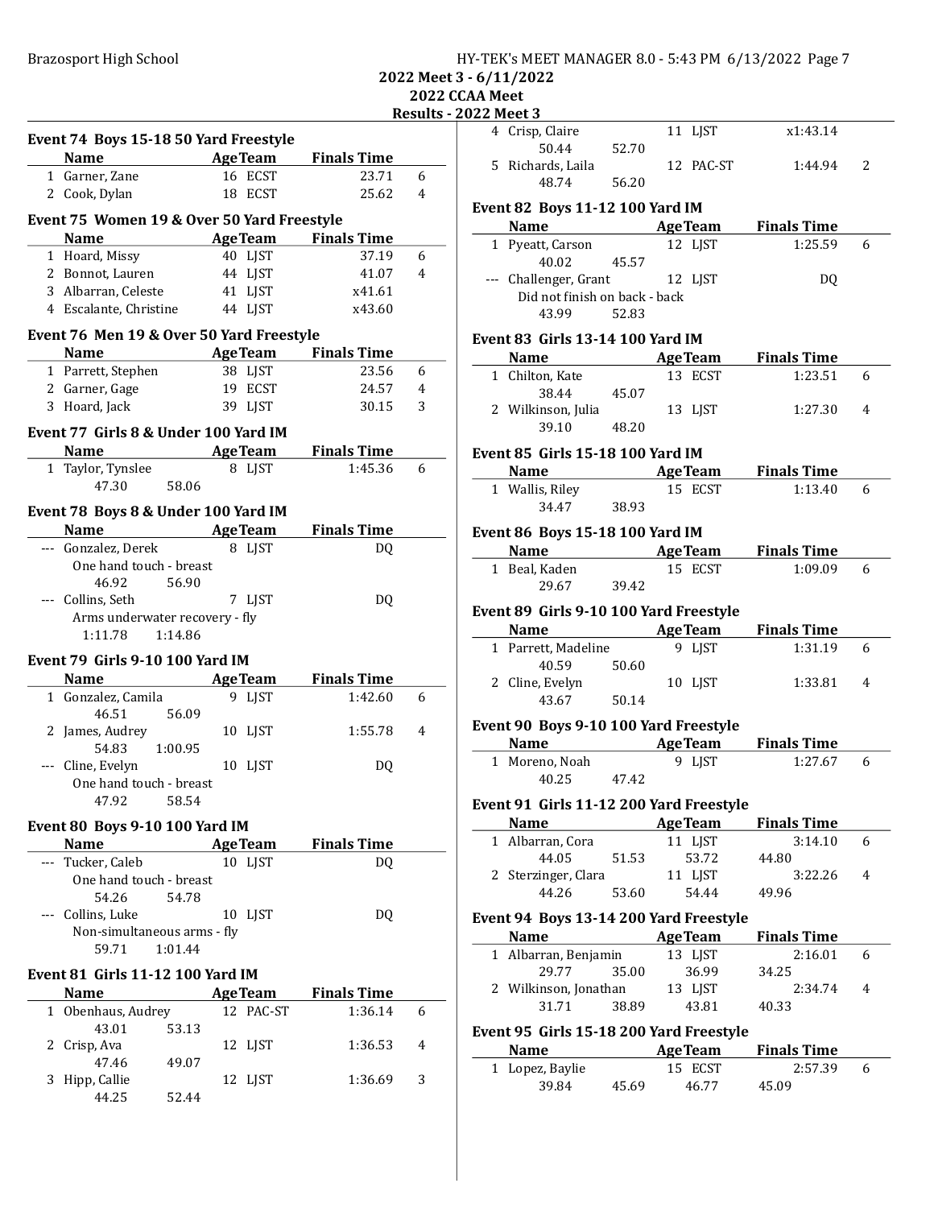## 2022 Meet 3 - 6/11/2022
## 2022 CCAA Meet
### Results - 2022 Meet 3

### Event 74 Boys 15-18 50 Yard Freestyle

| | Name | Age | Team | Finals Time | |
|---|---|---|---|---|---|
| 1 | Garner, Zane | 16 | ECST | 23.71 | 6 |
| 2 | Cook, Dylan | 18 | ECST | 25.62 | 4 |

### Event 75 Women 19 & Over 50 Yard Freestyle

| | Name | Age | Team | Finals Time | |
|---|---|---|---|---|---|
| 1 | Hoard, Missy | 40 | LJST | 37.19 | 6 |
| 2 | Bonnot, Lauren | 44 | LJST | 41.07 | 4 |
| 3 | Albarran, Celeste | 41 | LJST | x41.61 | |
| 4 | Escalante, Christine | 44 | LJST | x43.60 | |

### Event 76 Men 19 & Over 50 Yard Freestyle

| | Name | Age | Team | Finals Time | |
|---|---|---|---|---|---|
| 1 | Parrett, Stephen | 38 | LJST | 23.56 | 6 |
| 2 | Garner, Gage | 19 | ECST | 24.57 | 4 |
| 3 | Hoard, Jack | 39 | LJST | 30.15 | 3 |

### Event 77 Girls 8 & Under 100 Yard IM

| | Name | Age | Team | Finals Time | |
|---|---|---|---|---|---|
| 1 | Taylor, Tynslee | 8 | LJST | 1:45.36 | 6 |
| | 47.30 58.06 | | | | |

### Event 78 Boys 8 & Under 100 Yard IM

| | Name | Age | Team | Finals Time | |
|---|---|---|---|---|---|
| --- | Gonzalez, Derek | 8 | LJST | DQ | |
| | One hand touch - breast | | | | |
| | 46.92 56.90 | | | | |
| --- | Collins, Seth | 7 | LJST | DQ | |
| | Arms underwater recovery - fly | | | | |
| | 1:11.78 1:14.86 | | | | |

### Event 79 Girls 9-10 100 Yard IM

| | Name | Age | Team | Finals Time | |
|---|---|---|---|---|---|
| 1 | Gonzalez, Camila | 9 | LJST | 1:42.60 | 6 |
| | 46.51 56.09 | | | | |
| 2 | James, Audrey | 10 | LJST | 1:55.78 | 4 |
| | 54.83 1:00.95 | | | | |
| --- | Cline, Evelyn | 10 | LJST | DQ | |
| | One hand touch - breast | | | | |
| | 47.92 58.54 | | | | |

### Event 80 Boys 9-10 100 Yard IM

| | Name | Age | Team | Finals Time | |
|---|---|---|---|---|---|
| --- | Tucker, Caleb | 10 | LJST | DQ | |
| | One hand touch - breast | | | | |
| | 54.26 54.78 | | | | |
| --- | Collins, Luke | 10 | LJST | DQ | |
| | Non-simultaneous arms - fly | | | | |
| | 59.71 1:01.44 | | | | |

### Event 81 Girls 11-12 100 Yard IM

| | Name | Age | Team | Finals Time | |
|---|---|---|---|---|---|
| 1 | Obenhaus, Audrey | 12 | PAC-ST | 1:36.14 | 6 |
| | 43.01 53.13 | | | | |
| 2 | Crisp, Ava | 12 | LJST | 1:36.53 | 4 |
| | 47.46 49.07 | | | | |
| 3 | Hipp, Callie | 12 | LJST | 1:36.69 | 3 |
| | 44.25 52.44 | | | | |
| 4 | Crisp, Claire | 11 | LJST | x1:43.14 | |
| | 50.44 52.70 | | | | |
| 5 | Richards, Laila | 12 | PAC-ST | 1:44.94 | 2 |
| | 48.74 56.20 | | | | |

### Event 82 Boys 11-12 100 Yard IM

| | Name | Age | Team | Finals Time | |
|---|---|---|---|---|---|
| 1 | Pyeatt, Carson | 12 | LJST | 1:25.59 | 6 |
| | 40.02 45.57 | | | | |
| --- | Challenger, Grant | 12 | LJST | DQ | |
| | Did not finish on back - back | | | | |
| | 43.99 52.83 | | | | |

### Event 83 Girls 13-14 100 Yard IM

| | Name | Age | Team | Finals Time | |
|---|---|---|---|---|---|
| 1 | Chilton, Kate | 13 | ECST | 1:23.51 | 6 |
| | 38.44 45.07 | | | | |
| 2 | Wilkinson, Julia | 13 | LJST | 1:27.30 | 4 |
| | 39.10 48.20 | | | | |

### Event 85 Girls 15-18 100 Yard IM

| | Name | Age | Team | Finals Time | |
|---|---|---|---|---|---|
| 1 | Wallis, Riley | 15 | ECST | 1:13.40 | 6 |
| | 34.47 38.93 | | | | |

### Event 86 Boys 15-18 100 Yard IM

| | Name | Age | Team | Finals Time | |
|---|---|---|---|---|---|
| 1 | Beal, Kaden | 15 | ECST | 1:09.09 | 6 |
| | 29.67 39.42 | | | | |

### Event 89 Girls 9-10 100 Yard Freestyle

| | Name | Age | Team | Finals Time | |
|---|---|---|---|---|---|
| 1 | Parrett, Madeline | 9 | LJST | 1:31.19 | 6 |
| | 40.59 50.60 | | | | |
| 2 | Cline, Evelyn | 10 | LJST | 1:33.81 | 4 |
| | 43.67 50.14 | | | | |

### Event 90 Boys 9-10 100 Yard Freestyle

| | Name | Age | Team | Finals Time | |
|---|---|---|---|---|---|
| 1 | Moreno, Noah | 9 | LJST | 1:27.67 | 6 |
| | 40.25 47.42 | | | | |

### Event 91 Girls 11-12 200 Yard Freestyle

| | Name | Age | Team | Finals Time | |
|---|---|---|---|---|---|
| 1 | Albarran, Cora | 11 | LJST | 3:14.10 | 6 |
| | 44.05 51.53 53.72 44.80 | | | | |
| 2 | Sterzinger, Clara | 11 | LJST | 3:22.26 | 4 |
| | 44.26 53.60 54.44 49.96 | | | | |

### Event 94 Boys 13-14 200 Yard Freestyle

| | Name | Age | Team | Finals Time | |
|---|---|---|---|---|---|
| 1 | Albarran, Benjamin | 13 | LJST | 2:16.01 | 6 |
| | 29.77 35.00 36.99 34.25 | | | | |
| 2 | Wilkinson, Jonathan | 13 | LJST | 2:34.74 | 4 |
| | 31.71 38.89 43.81 40.33 | | | | |

### Event 95 Girls 15-18 200 Yard Freestyle

| | Name | Age | Team | Finals Time | |
|---|---|---|---|---|---|
| 1 | Lopez, Baylie | 15 | ECST | 2:57.39 | 6 |
| | 39.84 45.69 46.77 45.09 | | | | |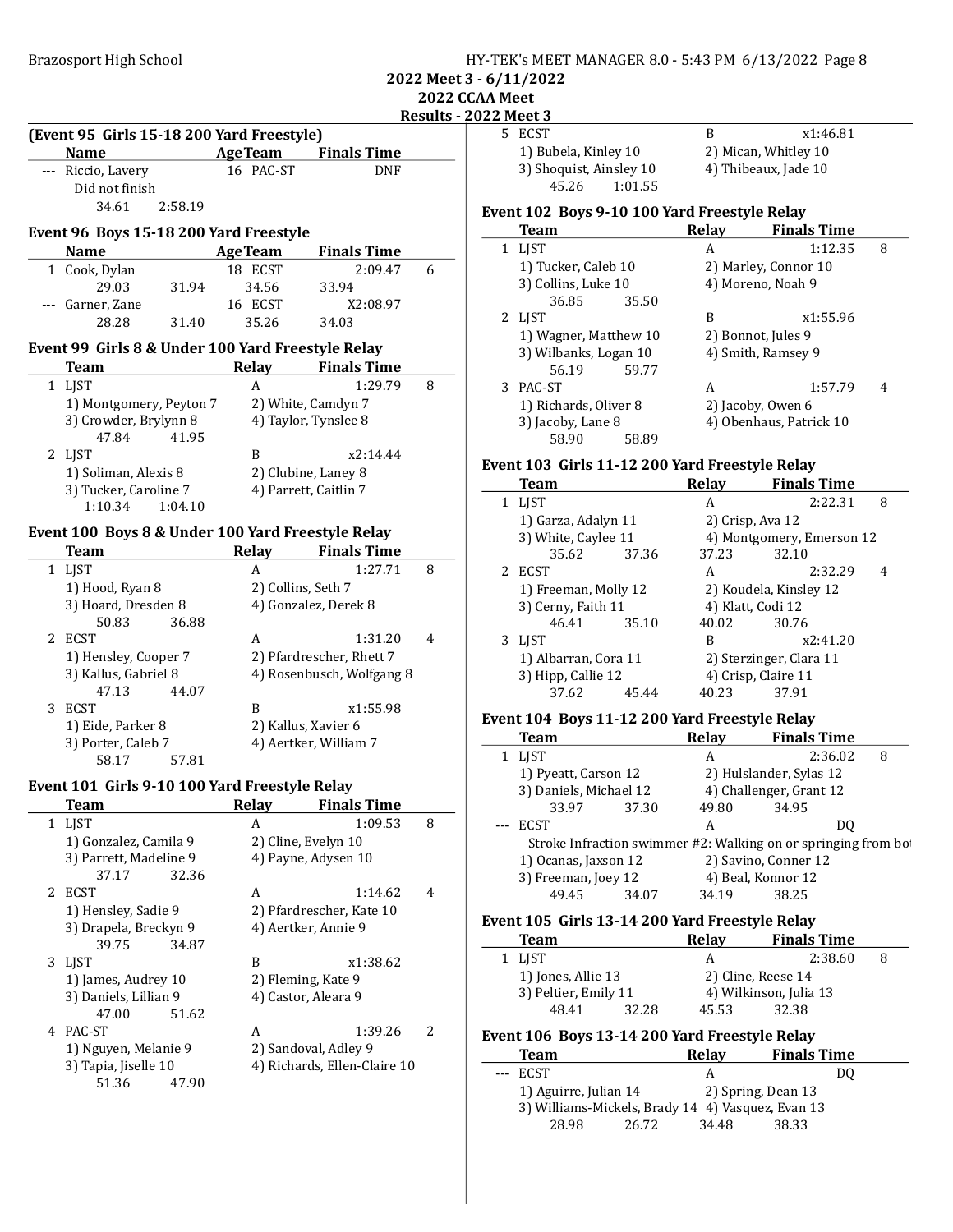**2022 Meet 3 - 6/11/2022**

**2022 CCAA Meet**

**Results - 2022 Meet 3**

### (Event 95 Girls 15-18 200 Yard Freestyle)

| Name | Age | Team | Finals Time | |
|---|---|---|---|---|
| --- Riccio, Lavery | 16 | PAC-ST | DNF | |
| Did not finish | | | | |
| 34.61 2:58.19 | | | | |

### Event 96 Boys 15-18 200 Yard Freestyle

| Name | Age | Team | Finals Time | |
|---|---|---|---|---|
| 1 Cook, Dylan | 18 | ECST | 2:09.47 | 6 |
| 29.03 31.94 34.56 33.94 | | | | |
| --- Garner, Zane | 16 | ECST | X2:08.97 | |
| 28.28 31.40 35.26 34.03 | | | | |

### Event 99 Girls 8 & Under 100 Yard Freestyle Relay

| Team | Relay | Finals Time | |
|---|---|---|---|
| 1 LJST | A | 1:29.79 | 8 |
| 1) Montgomery, Peyton 7; 2) White, Camdyn 7; 3) Crowder, Brylynn 8; 4) Taylor, Tynslee 8 | | | |
| 47.84 41.95 | | | |
| 2 LJST | B | x2:14.44 | |
| 1) Soliman, Alexis 8; 2) Clubine, Laney 8; 3) Tucker, Caroline 7; 4) Parrett, Caitlin 7 | | | |
| 1:10.34 1:04.10 | | | |

### Event 100 Boys 8 & Under 100 Yard Freestyle Relay

| Team | Relay | Finals Time | |
|---|---|---|---|
| 1 LJST | A | 1:27.71 | 8 |
| 1) Hood, Ryan 8; 2) Collins, Seth 7; 3) Hoard, Dresden 8; 4) Gonzalez, Derek 8 | | | |
| 50.83 36.88 | | | |
| 2 ECST | A | 1:31.20 | 4 |
| 1) Hensley, Cooper 7; 2) Pfardrescher, Rhett 7; 3) Kallus, Gabriel 8; 4) Rosenbusch, Wolfgang 8 | | | |
| 47.13 44.07 | | | |
| 3 ECST | B | x1:55.98 | |
| 1) Eide, Parker 8; 2) Kallus, Xavier 6; 3) Porter, Caleb 7; 4) Aertker, William 7 | | | |
| 58.17 57.81 | | | |

### Event 101 Girls 9-10 100 Yard Freestyle Relay

| Team | Relay | Finals Time | |
|---|---|---|---|
| 1 LJST | A | 1:09.53 | 8 |
| 1) Gonzalez, Camila 9; 2) Cline, Evelyn 10; 3) Parrett, Madeline 9; 4) Payne, Adysen 10 | | | |
| 37.17 32.36 | | | |
| 2 ECST | A | 1:14.62 | 4 |
| 1) Hensley, Sadie 9; 2) Pfardrescher, Kate 10; 3) Drapela, Breckyn 9; 4) Aertker, Annie 9 | | | |
| 39.75 34.87 | | | |
| 3 LJST | B | x1:38.62 | |
| 1) James, Audrey 10; 2) Fleming, Kate 9; 3) Daniels, Lillian 9; 4) Castor, Aleara 9 | | | |
| 47.00 51.62 | | | |
| 4 PAC-ST | A | 1:39.26 | 2 |
| 1) Nguyen, Melanie 9; 2) Sandoval, Adley 9; 3) Tapia, Jiselle 10; 4) Richards, Ellen-Claire 10 | | | |
| 51.36 47.90 | | | |
| 5 ECST | B | x1:46.81 | |
| 1) Bubela, Kinley 10; 2) Mican, Whitley 10; 3) Shoquist, Ainsley 10; 4) Thibeaux, Jade 10 | | | |
| 45.26 1:01.55 | | | |

### Event 102 Boys 9-10 100 Yard Freestyle Relay

| Team | Relay | Finals Time | |
|---|---|---|---|
| 1 LJST | A | 1:12.35 | 8 |
| 1) Tucker, Caleb 10; 2) Marley, Connor 10; 3) Collins, Luke 10; 4) Moreno, Noah 9 | | | |
| 36.85 35.50 | | | |
| 2 LJST | B | x1:55.96 | |
| 1) Wagner, Matthew 10; 2) Bonnot, Jules 9; 3) Wilbanks, Logan 10; 4) Smith, Ramsey 9 | | | |
| 56.19 59.77 | | | |
| 3 PAC-ST | A | 1:57.79 | 4 |
| 1) Richards, Oliver 8; 2) Jacoby, Owen 6; 3) Jacoby, Lane 8; 4) Obenhaus, Patrick 10 | | | |
| 58.90 58.89 | | | |

### Event 103 Girls 11-12 200 Yard Freestyle Relay

| Team | Relay | Finals Time | |
|---|---|---|---|
| 1 LJST | A | 2:22.31 | 8 |
| 1) Garza, Adalyn 11; 2) Crisp, Ava 12; 3) White, Caylee 11; 4) Montgomery, Emerson 12 | | | |
| 35.62 37.36 37.23 32.10 | | | |
| 2 ECST | A | 2:32.29 | 4 |
| 1) Freeman, Molly 12; 2) Koudela, Kinsley 12; 3) Cerny, Faith 11; 4) Klatt, Codi 12 | | | |
| 46.41 35.10 40.02 30.76 | | | |
| 3 LJST | B | x2:41.20 | |
| 1) Albarran, Cora 11; 2) Sterzinger, Clara 11; 3) Hipp, Callie 12; 4) Crisp, Claire 11 | | | |
| 37.62 45.44 40.23 37.91 | | | |

### Event 104 Boys 11-12 200 Yard Freestyle Relay

| Team | Relay | Finals Time | |
|---|---|---|---|
| 1 LJST | A | 2:36.02 | 8 |
| 1) Pyeatt, Carson 12; 2) Hulslander, Sylas 12; 3) Daniels, Michael 12; 4) Challenger, Grant 12 | | | |
| 33.97 37.30 49.80 34.95 | | | |
| --- ECST | A | DQ | |
| Stroke Infraction swimmer #2: Walking on or springing from bo | | | |
| 1) Ocanas, Jaxson 12; 2) Savino, Conner 12; 3) Freeman, Joey 12; 4) Beal, Konnor 12 | | | |
| 49.45 34.07 34.19 38.25 | | | |

### Event 105 Girls 13-14 200 Yard Freestyle Relay

| Team | Relay | Finals Time | |
|---|---|---|---|
| 1 LJST | A | 2:38.60 | 8 |
| 1) Jones, Allie 13; 2) Cline, Reese 14; 3) Peltier, Emily 11; 4) Wilkinson, Julia 13 | | | |
| 48.41 32.28 45.53 32.38 | | | |

### Event 106 Boys 13-14 200 Yard Freestyle Relay

| Team | Relay | Finals Time | |
|---|---|---|---|
| --- ECST | A | DQ | |
| 1) Aguirre, Julian 14; 2) Spring, Dean 13; 3) Williams-Mickels, Brady 14; 4) Vasquez, Evan 13 | | | |
| 28.98 26.72 34.48 38.33 | | | |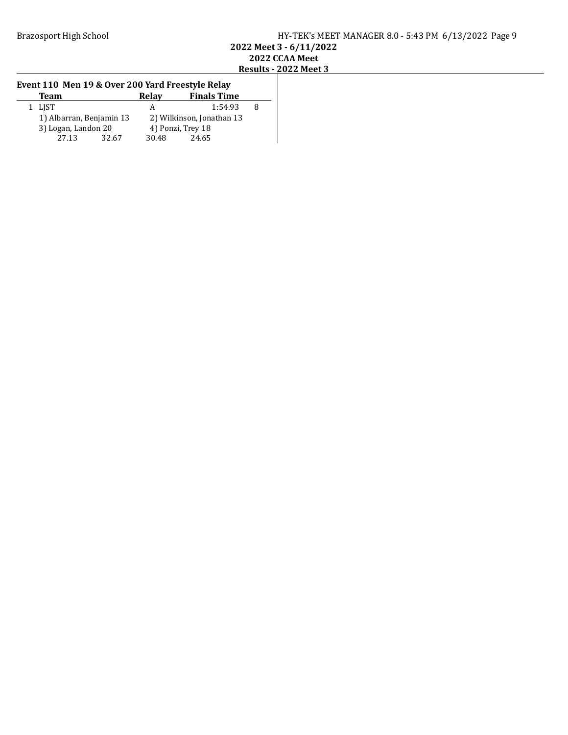### Event 110 Men 19 & Over 200 Yard Freestyle Relay

| | Team | Relay | Finals Time | |
|---|---|---|---|---|
| 1 | LJST | A | 1:54.93 | 8 |

1) Albarran, Benjamin 13    2) Wilkinson, Jonathan 13
3) Logan, Landon 20    4) Ponzi, Trey 18
27.13    32.67    30.48    24.65